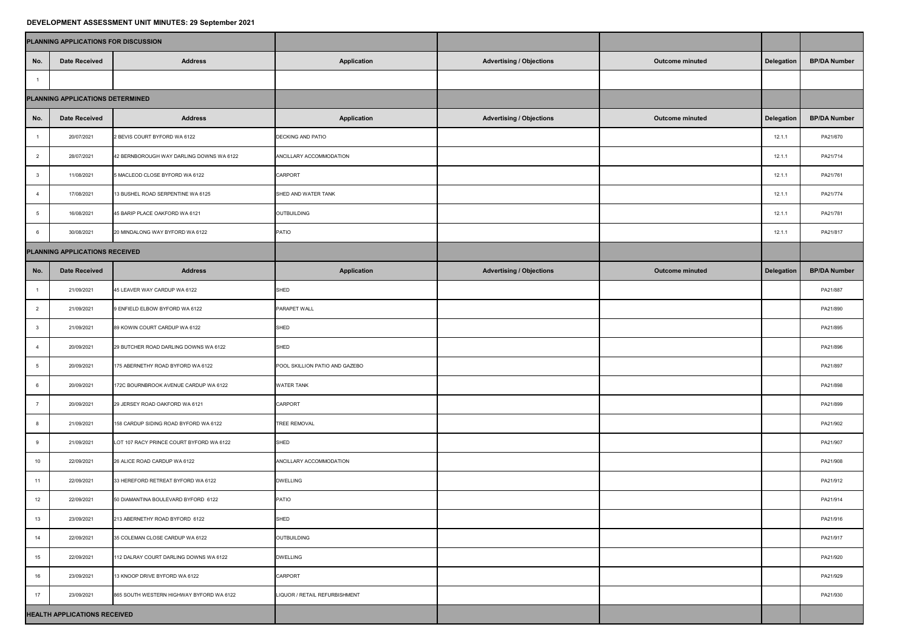# DEVELOPMENT ASSESSMENT UNIT MINUTES: 29 September 2021

| PLANNING APPLICATIONS FOR DISCUSSION | | | | | | | |
|---|---|---|---|---|---|---|---|
| **No.** | **Date Received** | **Address** | **Application** | **Advertising / Objections** | **Outcome minuted** | **Delegation** | **BP/DA Number** |
| 1 | | | | | | | |
| **PLANNING APPLICATIONS DETERMINED** | | | | | | | |
| **No.** | **Date Received** | **Address** | **Application** | **Advertising / Objections** | **Outcome minuted** | **Delegation** | **BP/DA Number** |
| 1 | 20/07/2021 | 2 BEVIS COURT BYFORD WA 6122 | DECKING AND PATIO | | | 12.1.1 | PA21/670 |
| 2 | 28/07/2021 | 42 BERNBOROUGH WAY DARLING DOWNS WA 6122 | ANCILLARY ACCOMMODATION | | | 12.1.1 | PA21/714 |
| 3 | 11/08/2021 | 5 MACLEOD CLOSE BYFORD WA 6122 | CARPORT | | | 12.1.1 | PA21/761 |
| 4 | 17/08/2021 | 13 BUSHEL ROAD SERPENTINE WA 6125 | SHED AND WATER TANK | | | 12.1.1 | PA21/774 |
| 5 | 16/08/2021 | 45 BARIP PLACE OAKFORD WA 6121 | OUTBUILDING | | | 12.1.1 | PA21/781 |
| 6 | 30/08/2021 | 20 MINDALONG WAY BYFORD WA 6122 | PATIO | | | 12.1.1 | PA21/817 |
| **PLANNING APPLICATIONS RECEIVED** | | | | | | | |
| **No.** | **Date Received** | **Address** | **Application** | **Advertising / Objections** | **Outcome minuted** | **Delegation** | **BP/DA Number** |
| 1 | 21/09/2021 | 45 LEAVER WAY CARDUP WA 6122 | SHED | | | | PA21/887 |
| 2 | 21/09/2021 | 9 ENFIELD ELBOW BYFORD WA 6122 | PARAPET WALL | | | | PA21/890 |
| 3 | 21/09/2021 | 89 KOWIN COURT CARDUP WA 6122 | SHED | | | | PA21/895 |
| 4 | 20/09/2021 | 29 BUTCHER ROAD DARLING DOWNS WA 6122 | SHED | | | | PA21/896 |
| 5 | 20/09/2021 | 175 ABERNETHY ROAD BYFORD WA 6122 | POOL SKILLION PATIO AND GAZEBO | | | | PA21/897 |
| 6 | 20/09/2021 | 172C BOURNBROOK AVENUE CARDUP WA 6122 | WATER TANK | | | | PA21/898 |
| 7 | 20/09/2021 | 29 JERSEY ROAD OAKFORD WA 6121 | CARPORT | | | | PA21/899 |
| 8 | 21/09/2021 | 158 CARDUP SIDING ROAD BYFORD WA 6122 | TREE REMOVAL | | | | PA21/902 |
| 9 | 21/09/2021 | LOT 107 RACY PRINCE COURT BYFORD WA 6122 | SHED | | | | PA21/907 |
| 10 | 22/09/2021 | 26 ALICE ROAD CARDUP WA 6122 | ANCILLARY ACCOMMODATION | | | | PA21/908 |
| 11 | 22/09/2021 | 33 HEREFORD RETREAT BYFORD WA 6122 | DWELLING | | | | PA21/912 |
| 12 | 22/09/2021 | 50 DIAMANTINA BOULEVARD BYFORD 6122 | PATIO | | | | PA21/914 |
| 13 | 23/09/2021 | 213 ABERNETHY ROAD BYFORD 6122 | SHED | | | | PA21/916 |
| 14 | 22/09/2021 | 35 COLEMAN CLOSE CARDUP WA 6122 | OUTBUILDING | | | | PA21/917 |
| 15 | 22/09/2021 | 112 DALRAY COURT DARLING DOWNS WA 6122 | DWELLING | | | | PA21/920 |
| 16 | 23/09/2021 | 13 KNOOP DRIVE BYFORD WA 6122 | CARPORT | | | | PA21/929 |
| 17 | 23/09/2021 | 865 SOUTH WESTERN HIGHWAY BYFORD WA 6122 | LIQUOR / RETAIL REFURBISHMENT | | | | PA21/930 |
| **HEALTH APPLICATIONS RECEIVED** | | | | | | | |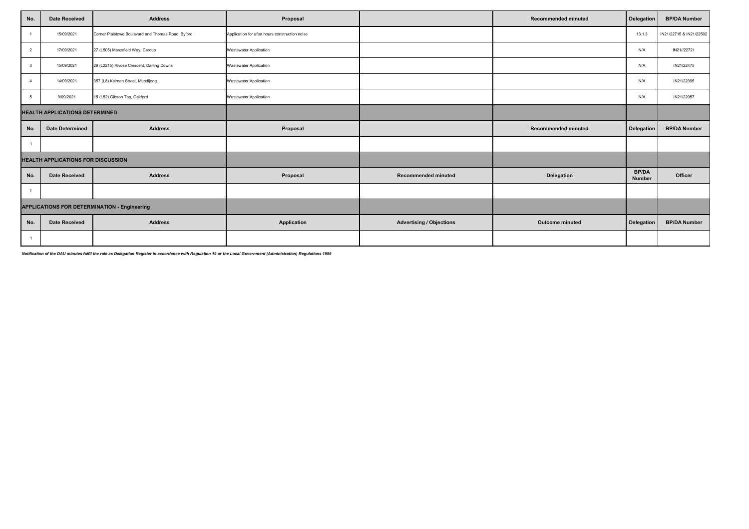| No. | Date Received | Address | Proposal | | Recommended minuted | Delegation | BP/DA Number |
|---|---|---|---|---|---|---|---|
| 1 | 15/09/2021 | Corner Plaistowe Boulevard and Thomas Road, Byford | Application for after hours construction noise | | | 13.1.3 | IN21/22715 & IN21/22502 |
| 2 | 17/09/2021 | 27 (L505) Maresfield Way, Cardup | Wastewater Application | | | N/A | IN21//22721 |
| 3 | 15/09/2021 | 29 (L2215) Rivose Crescent, Darling Downs | Wastewater Application | | | N/A | IN21/22475 |
| 4 | 14/09/2021 | 357 (L8) Keirnan Street, Mundijong | Wastewater Application | | | N/A | IN21/22395 |
| 5 | 9/09/2021 | 15 (L52) Gibson Top, Oakford | Wastewater Application | | | N/A | IN21/22057 |
| **HEALTH APPLICATIONS DETERMINED** | | | | | | | |
| **No.** | **Date Determined** | **Address** | **Proposal** | | **Recommended minuted** | **Delegation** | **BP/DA Number** |
| 1 | | | | | | | |
| **HEALTH APPLICATIONS FOR DISCUSSION** | | | | | | | |
| **No.** | **Date Received** | **Address** | **Proposal** | **Recommended minuted** | **Delegation** | **BP/DA Number** | **Officer** |
| 1 | | | | | | | |
| **APPLICATIONS FOR DETERMINATION - Engineering** | | | | | | | |
| **No.** | **Date Received** | **Address** | **Application** | **Advertising / Objections** | **Outcome minuted** | **Delegation** | **BP/DA Number** |
| 1 | | | | | | | |

***Notification of the DAU minutes fulfil the role as Delegation Register in accordance with Regulation 19 or the Local Government (Administration) Regulations 1996***